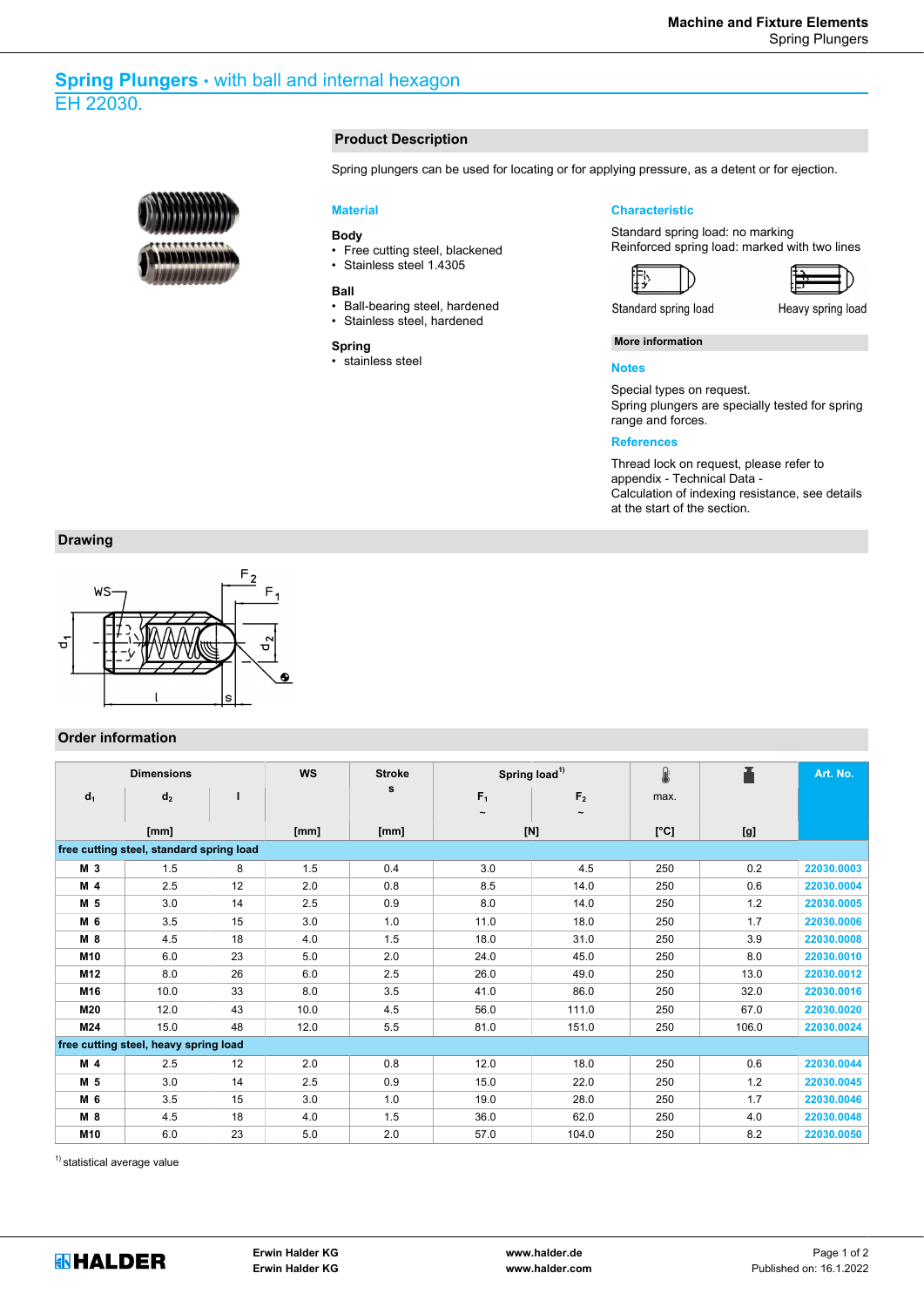# Spring Plungers • with ball and internal hexagon

EH 22030.

## Product Description

Spring plungers can be used for locating or for applying pressure, as a detent or for ejection.

### Material

**Body**
- Free cutting steel, blackened
- Stainless steel 1.4305

**Ball**
- Ball-bearing steel, hardened
- Stainless steel, hardened

**Spring**
- stainless steel

### Characteristic

Standard spring load: no marking
Reinforced spring load: marked with two lines

Standard spring load    Heavy spring load

**More information**

### Notes

Special types on request.
Spring plungers are specially tested for spring range and forces.

### References

Thread lock on request, please refer to appendix - Technical Data -
Calculation of indexing resistance, see details at the start of the section.

## Drawing

## Order information

| Dimensions | | | WS | Stroke s | Spring load[1] | | max. | | Art. No. |
|---|---|---|---|---|---|---|---|---|---|
| $d_1$ | $d_2$ | l | | | $F_1$ ~ | $F_2$ ~ | | | |
| | [mm] | | [mm] | [mm] | [N] | | [°C] | [g] | |
| **free cutting steel, standard spring load** | | | | | | | | | |
| M 3 | 1.5 | 8 | 1.5 | 0.4 | 3.0 | 4.5 | 250 | 0.2 | 22030.0003 |
| M 4 | 2.5 | 12 | 2.0 | 0.8 | 8.5 | 14.0 | 250 | 0.6 | 22030.0004 |
| M 5 | 3.0 | 14 | 2.5 | 0.9 | 8.0 | 14.0 | 250 | 1.2 | 22030.0005 |
| M 6 | 3.5 | 15 | 3.0 | 1.0 | 11.0 | 18.0 | 250 | 1.7 | 22030.0006 |
| M 8 | 4.5 | 18 | 4.0 | 1.5 | 18.0 | 31.0 | 250 | 3.9 | 22030.0008 |
| M10 | 6.0 | 23 | 5.0 | 2.0 | 24.0 | 45.0 | 250 | 8.0 | 22030.0010 |
| M12 | 8.0 | 26 | 6.0 | 2.5 | 26.0 | 49.0 | 250 | 13.0 | 22030.0012 |
| M16 | 10.0 | 33 | 8.0 | 3.5 | 41.0 | 86.0 | 250 | 32.0 | 22030.0016 |
| M20 | 12.0 | 43 | 10.0 | 4.5 | 56.0 | 111.0 | 250 | 67.0 | 22030.0020 |
| M24 | 15.0 | 48 | 12.0 | 5.5 | 81.0 | 151.0 | 250 | 106.0 | 22030.0024 |
| **free cutting steel, heavy spring load** | | | | | | | | | |
| M 4 | 2.5 | 12 | 2.0 | 0.8 | 12.0 | 18.0 | 250 | 0.6 | 22030.0044 |
| M 5 | 3.0 | 14 | 2.5 | 0.9 | 15.0 | 22.0 | 250 | 1.2 | 22030.0045 |
| M 6 | 3.5 | 15 | 3.0 | 1.0 | 19.0 | 28.0 | 250 | 1.7 | 22030.0046 |
| M 8 | 4.5 | 18 | 4.0 | 1.5 | 36.0 | 62.0 | 250 | 4.0 | 22030.0048 |
| M10 | 6.0 | 23 | 5.0 | 2.0 | 57.0 | 104.0 | 250 | 8.2 | 22030.0050 |

[1] statistical average value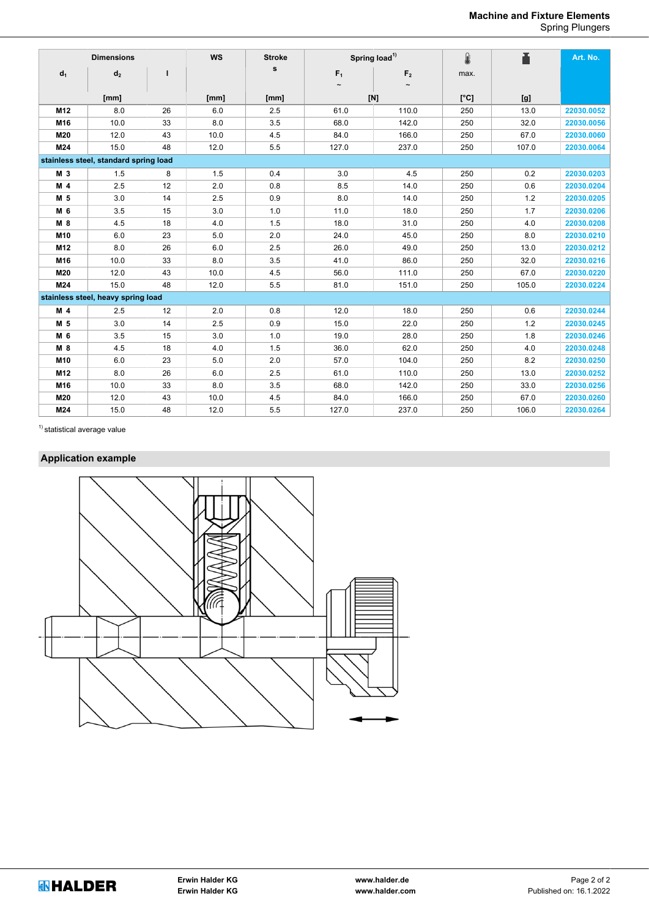| Dimensions | | | WS | Stroke s | Spring load[1] | | 🌡 max. | ⚖ | Art. No. |
|---|---|---|---|---|---|---|---|---|---|
| $d_1$ | $d_2$ | l | | | $F_1$ ~ | $F_2$ ~ | | | |
| | [mm] | | [mm] | [mm] | [N] | | [°C] | [g] | |
| **M12** | 8.0 | 26 | 6.0 | 2.5 | 61.0 | 110.0 | 250 | 13.0 | 22030.0052 |
| **M16** | 10.0 | 33 | 8.0 | 3.5 | 68.0 | 142.0 | 250 | 32.0 | 22030.0056 |
| **M20** | 12.0 | 43 | 10.0 | 4.5 | 84.0 | 166.0 | 250 | 67.0 | 22030.0060 |
| **M24** | 15.0 | 48 | 12.0 | 5.5 | 127.0 | 237.0 | 250 | 107.0 | 22030.0064 |
| **stainless steel, standard spring load** | | | | | | | | | |
| **M 3** | 1.5 | 8 | 1.5 | 0.4 | 3.0 | 4.5 | 250 | 0.2 | 22030.0203 |
| **M 4** | 2.5 | 12 | 2.0 | 0.8 | 8.5 | 14.0 | 250 | 0.6 | 22030.0204 |
| **M 5** | 3.0 | 14 | 2.5 | 0.9 | 8.0 | 14.0 | 250 | 1.2 | 22030.0205 |
| **M 6** | 3.5 | 15 | 3.0 | 1.0 | 11.0 | 18.0 | 250 | 1.7 | 22030.0206 |
| **M 8** | 4.5 | 18 | 4.0 | 1.5 | 18.0 | 31.0 | 250 | 4.0 | 22030.0208 |
| **M10** | 6.0 | 23 | 5.0 | 2.0 | 24.0 | 45.0 | 250 | 8.0 | 22030.0210 |
| **M12** | 8.0 | 26 | 6.0 | 2.5 | 26.0 | 49.0 | 250 | 13.0 | 22030.0212 |
| **M16** | 10.0 | 33 | 8.0 | 3.5 | 41.0 | 86.0 | 250 | 32.0 | 22030.0216 |
| **M20** | 12.0 | 43 | 10.0 | 4.5 | 56.0 | 111.0 | 250 | 67.0 | 22030.0220 |
| **M24** | 15.0 | 48 | 12.0 | 5.5 | 81.0 | 151.0 | 250 | 105.0 | 22030.0224 |
| **stainless steel, heavy spring load** | | | | | | | | | |
| **M 4** | 2.5 | 12 | 2.0 | 0.8 | 12.0 | 18.0 | 250 | 0.6 | 22030.0244 |
| **M 5** | 3.0 | 14 | 2.5 | 0.9 | 15.0 | 22.0 | 250 | 1.2 | 22030.0245 |
| **M 6** | 3.5 | 15 | 3.0 | 1.0 | 19.0 | 28.0 | 250 | 1.8 | 22030.0246 |
| **M 8** | 4.5 | 18 | 4.0 | 1.5 | 36.0 | 62.0 | 250 | 4.0 | 22030.0248 |
| **M10** | 6.0 | 23 | 5.0 | 2.0 | 57.0 | 104.0 | 250 | 8.2 | 22030.0250 |
| **M12** | 8.0 | 26 | 6.0 | 2.5 | 61.0 | 110.0 | 250 | 13.0 | 22030.0252 |
| **M16** | 10.0 | 33 | 8.0 | 3.5 | 68.0 | 142.0 | 250 | 33.0 | 22030.0256 |
| **M20** | 12.0 | 43 | 10.0 | 4.5 | 84.0 | 166.0 | 250 | 67.0 | 22030.0260 |
| **M24** | 15.0 | 48 | 12.0 | 5.5 | 127.0 | 237.0 | 250 | 106.0 | 22030.0264 |

[1] statistical average value

## Application example